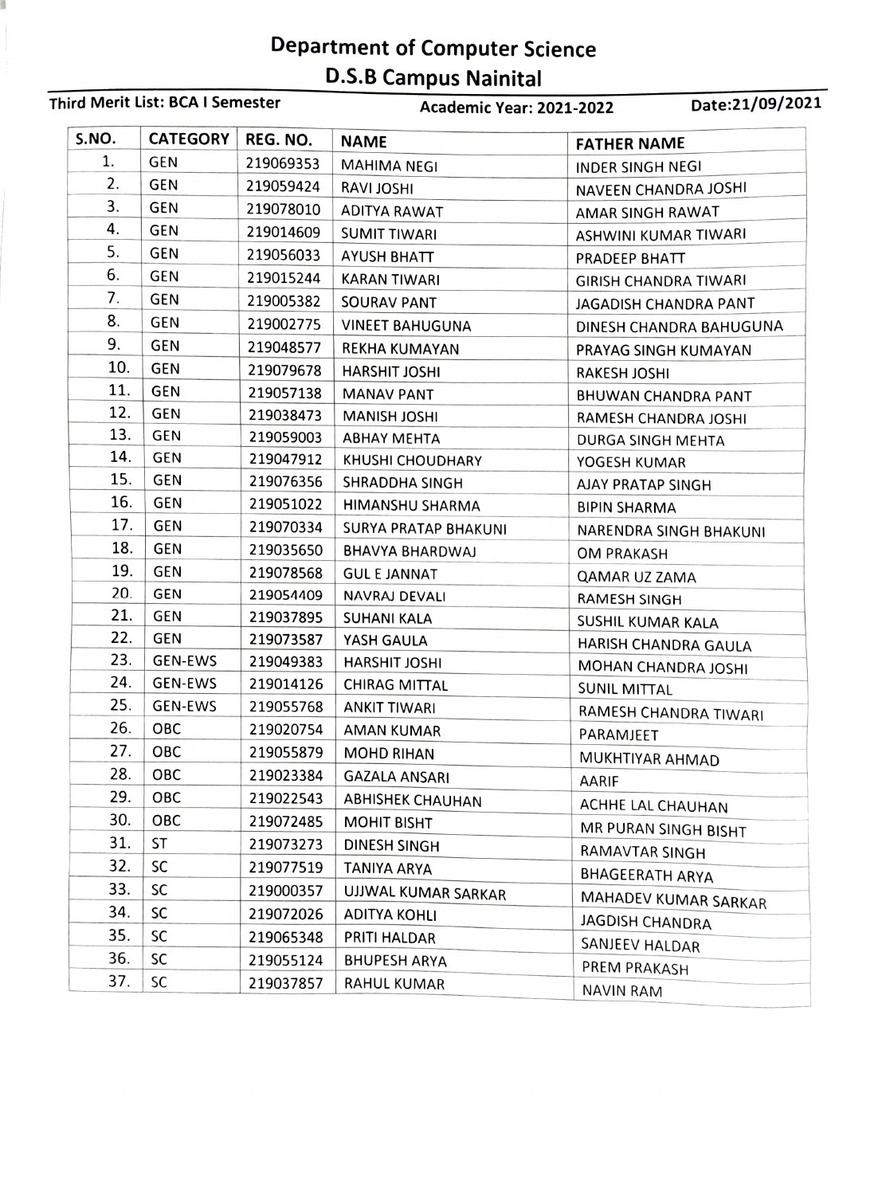# Department of Computer Science

## D.S.B Campus Nainital

**Third Merit List: BCA I Semester** **Academic Year: 2021-2022** **Date:21/09/2021**

| S.NO. | CATEGORY | REG. NO. | NAME | FATHER NAME |
|---|---|---|---|---|
| 1. | GEN | 219069353 | MAHIMA NEGI | INDER SINGH NEGI |
| 2. | GEN | 219059424 | RAVI JOSHI | NAVEEN CHANDRA JOSHI |
| 3. | GEN | 219078010 | ADITYA RAWAT | AMAR SINGH RAWAT |
| 4. | GEN | 219014609 | SUMIT TIWARI | ASHWINI KUMAR TIWARI |
| 5. | GEN | 219056033 | AYUSH BHATT | PRADEEP BHATT |
| 6. | GEN | 219015244 | KARAN TIWARI | GIRISH CHANDRA TIWARI |
| 7. | GEN | 219005382 | SOURAV PANT | JAGADISH CHANDRA PANT |
| 8. | GEN | 219002775 | VINEET BAHUGUNA | DINESH CHANDRA BAHUGUNA |
| 9. | GEN | 219048577 | REKHA KUMAYAN | PRAYAG SINGH KUMAYAN |
| 10. | GEN | 219079678 | HARSHIT JOSHI | RAKESH JOSHI |
| 11. | GEN | 219057138 | MANAV PANT | BHUWAN CHANDRA PANT |
| 12. | GEN | 219038473 | MANISH JOSHI | RAMESH CHANDRA JOSHI |
| 13. | GEN | 219059003 | ABHAY MEHTA | DURGA SINGH MEHTA |
| 14. | GEN | 219047912 | KHUSHI CHOUDHARY | YOGESH KUMAR |
| 15. | GEN | 219076356 | SHRADDHA SINGH | AJAY PRATAP SINGH |
| 16. | GEN | 219051022 | HIMANSHU SHARMA | BIPIN SHARMA |
| 17. | GEN | 219070334 | SURYA PRATAP BHAKUNI | NARENDRA SINGH BHAKUNI |
| 18. | GEN | 219035650 | BHAVYA BHARDWAJ | OM PRAKASH |
| 19. | GEN | 219078568 | GUL E JANNAT | QAMAR UZ ZAMA |
| 20. | GEN | 219054409 | NAVRAJ DEVALI | RAMESH SINGH |
| 21. | GEN | 219037895 | SUHANI KALA | SUSHIL KUMAR KALA |
| 22. | GEN | 219073587 | YASH GAULA | HARISH CHANDRA GAULA |
| 23. | GEN-EWS | 219049383 | HARSHIT JOSHI | MOHAN CHANDRA JOSHI |
| 24. | GEN-EWS | 219014126 | CHIRAG MITTAL | SUNIL MITTAL |
| 25. | GEN-EWS | 219055768 | ANKIT TIWARI | RAMESH CHANDRA TIWARI |
| 26. | OBC | 219020754 | AMAN KUMAR | PARAMJEET |
| 27. | OBC | 219055879 | MOHD RIHAN | MUKHTIYAR AHMAD |
| 28. | OBC | 219023384 | GAZALA ANSARI | AARIF |
| 29. | OBC | 219022543 | ABHISHEK CHAUHAN | ACHHE LAL CHAUHAN |
| 30. | OBC | 219072485 | MOHIT BISHT | MR PURAN SINGH BISHT |
| 31. | ST | 219073273 | DINESH SINGH | RAMAVTAR SINGH |
| 32. | SC | 219077519 | TANIYA ARYA | BHAGEERATH ARYA |
| 33. | SC | 219000357 | UJJWAL KUMAR SARKAR | MAHADEV KUMAR SARKAR |
| 34. | SC | 219072026 | ADITYA KOHLI | JAGDISH CHANDRA |
| 35. | SC | 219065348 | PRITI HALDAR | SANJEEV HALDAR |
| 36. | SC | 219055124 | BHUPESH ARYA | PREM PRAKASH |
| 37. | SC | 219037857 | RAHUL KUMAR | NAVIN RAM |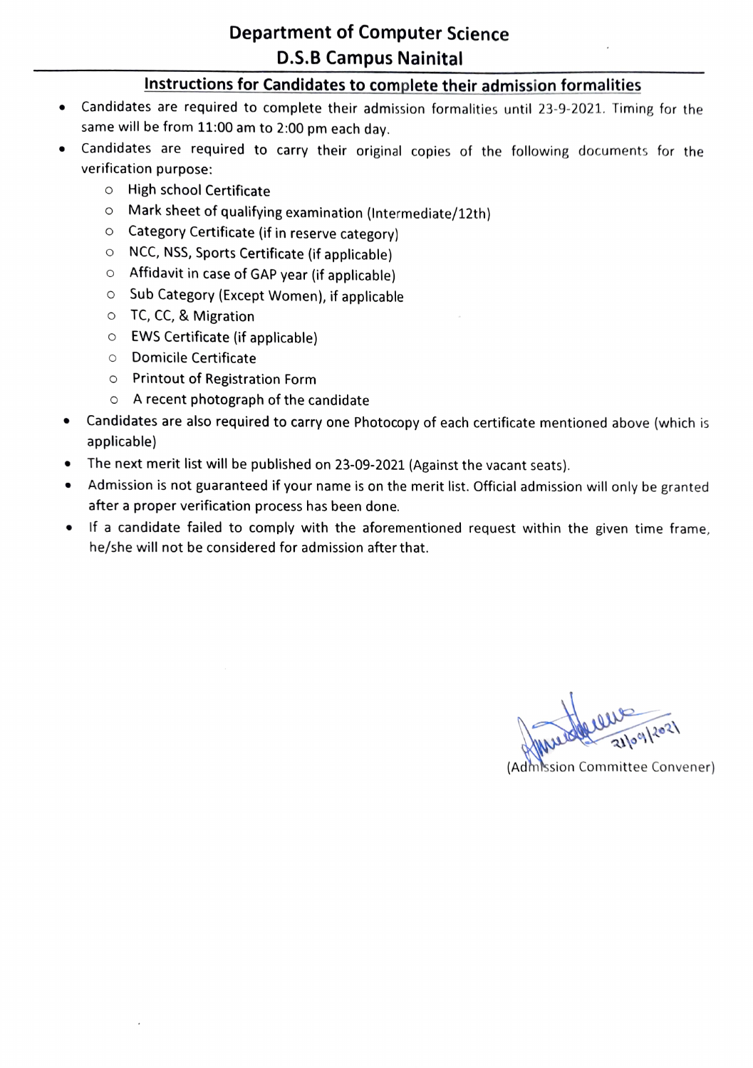# Department of Computer Science
## D.S.B Campus Nainital

**Instructions for Candidates to complete their admission formalities**

- Candidates are required to complete their admission formalities until 23-9-2021. Timing for the same will be from 11:00 am to 2:00 pm each day.
- Candidates are required to carry their original copies of the following documents for the verification purpose:
  - High school Certificate
  - Mark sheet of qualifying examination (Intermediate/12th)
  - Category Certificate (if in reserve category)
  - NCC, NSS, Sports Certificate (if applicable)
  - Affidavit in case of GAP year (if applicable)
  - Sub Category (Except Women), if applicable
  - TC, CC, & Migration
  - EWS Certificate (if applicable)
  - Domicile Certificate
  - Printout of Registration Form
  - A recent photograph of the candidate
- Candidates are also required to carry one Photocopy of each certificate mentioned above (which is applicable)
- The next merit list will be published on 23-09-2021 (Against the vacant seats).
- Admission is not guaranteed if your name is on the merit list. Official admission will only be granted after a proper verification process has been done.
- If a candidate failed to comply with the aforementioned request within the given time frame, he/she will not be considered for admission after that.

21/09/2021

(Admission Committee Convener)